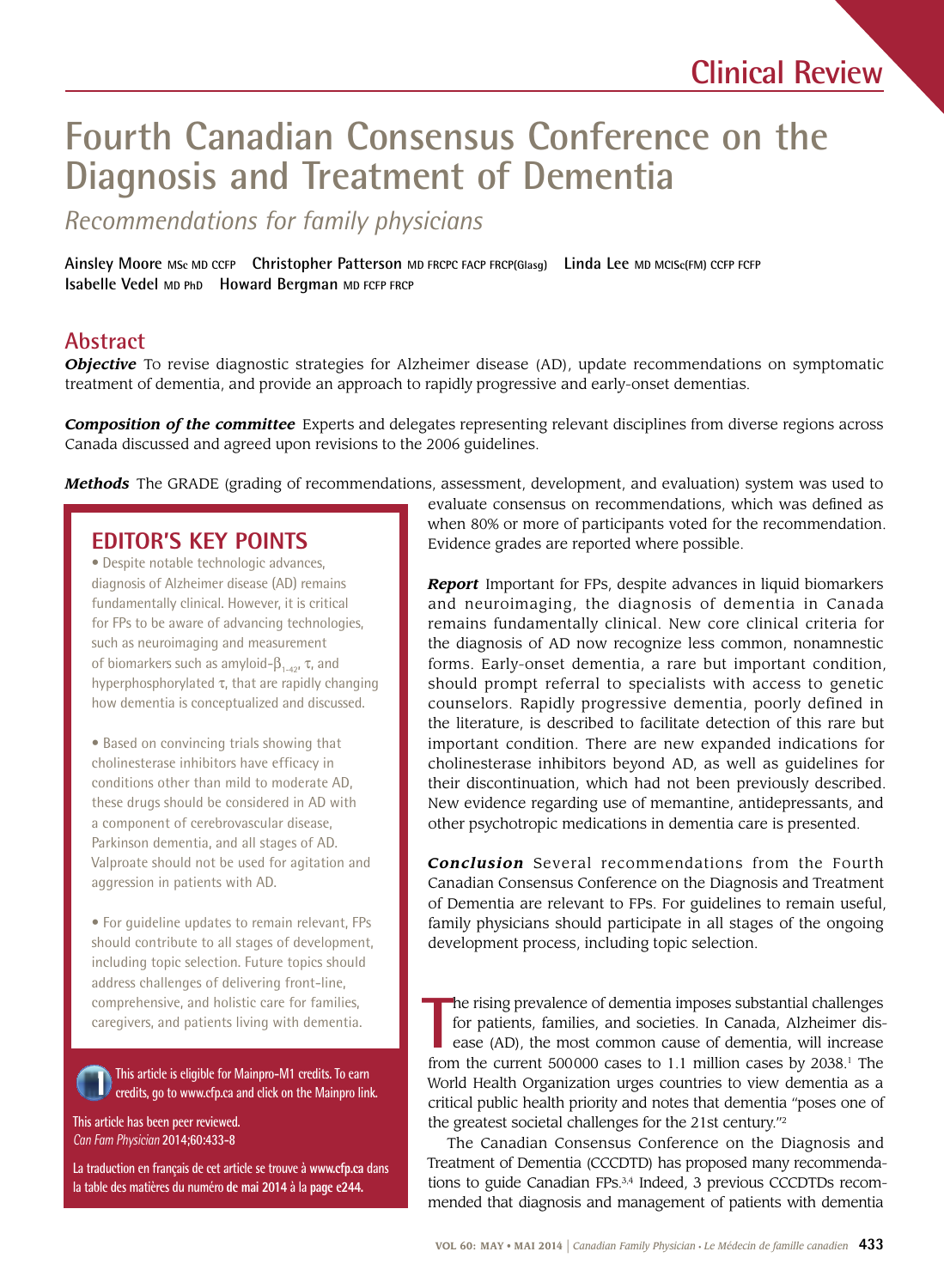Clinical Review

# Fourth Canadian Consensus Conference on the Diagnosis and Treatment of Dementia

*Recommendations for family physicians*

**Ainsley Moore** MSc MD CCFP **Christopher Patterson** MD FRCPC FACP FRCP(Glasg) **Linda Lee** MD MClSc(FM) CCFP FCFP **Isabelle Vedel** MD PhD **Howard Bergman** MD FCFP FRCP

## Abstract

***Objective*** To revise diagnostic strategies for Alzheimer disease (AD), update recommendations on symptomatic treatment of dementia, and provide an approach to rapidly progressive and early-onset dementias.

***Composition of the committee*** Experts and delegates representing relevant disciplines from diverse regions across Canada discussed and agreed upon revisions to the 2006 guidelines.

***Methods*** The GRADE (grading of recommendations, assessment, development, and evaluation) system was used to evaluate consensus on recommendations, which was defined as when 80% or more of participants voted for the recommendation. Evidence grades are reported where possible.

***Report*** Important for FPs, despite advances in liquid biomarkers and neuroimaging, the diagnosis of dementia in Canada remains fundamentally clinical. New core clinical criteria for the diagnosis of AD now recognize less common, nonamnestic forms. Early-onset dementia, a rare but important condition, should prompt referral to specialists with access to genetic counselors. Rapidly progressive dementia, poorly defined in the literature, is described to facilitate detection of this rare but important condition. There are new expanded indications for cholinesterase inhibitors beyond AD, as well as guidelines for their discontinuation, which had not been previously described. New evidence regarding use of memantine, antidepressants, and other psychotropic medications in dementia care is presented.

***Conclusion*** Several recommendations from the Fourth Canadian Consensus Conference on the Diagnosis and Treatment of Dementia are relevant to FPs. For guidelines to remain useful, family physicians should participate in all stages of the ongoing development process, including topic selection.

## EDITOR'S KEY POINTS

- Despite notable technologic advances, diagnosis of Alzheimer disease (AD) remains fundamentally clinical. However, it is critical for FPs to be aware of advancing technologies, such as neuroimaging and measurement of biomarkers such as amyloid-$\beta_{1-42}$, τ, and hyperphosphorylated τ, that are rapidly changing how dementia is conceptualized and discussed.

- Based on convincing trials showing that cholinesterase inhibitors have efficacy in conditions other than mild to moderate AD, these drugs should be considered in AD with a component of cerebrovascular disease, Parkinson dementia, and all stages of AD. Valproate should not be used for agitation and aggression in patients with AD.

- For guideline updates to remain relevant, FPs should contribute to all stages of development, including topic selection. Future topics should address challenges of delivering front-line, comprehensive, and holistic care for families, caregivers, and patients living with dementia.

This article is eligible for Mainpro-M1 credits. To earn credits, go to www.cfp.ca and click on the Mainpro link.

This article has been peer reviewed.
*Can Fam Physician* 2014;60:433-8

La traduction en français de cet article se trouve à www.cfp.ca dans la table des matières du numéro **de mai 2014** à la **page e244.**

The rising prevalence of dementia imposes substantial challenges for patients, families, and societies. In Canada, Alzheimer disease (AD), the most common cause of dementia, will increase from the current 500000 cases to 1.1 million cases by 2038.[1] The World Health Organization urges countries to view dementia as a critical public health priority and notes that dementia "poses one of the greatest societal challenges for the 21st century."[2]

The Canadian Consensus Conference on the Diagnosis and Treatment of Dementia (CCCDTD) has proposed many recommendations to guide Canadian FPs.[3,4] Indeed, 3 previous CCCDTDs recommended that diagnosis and management of patients with dementia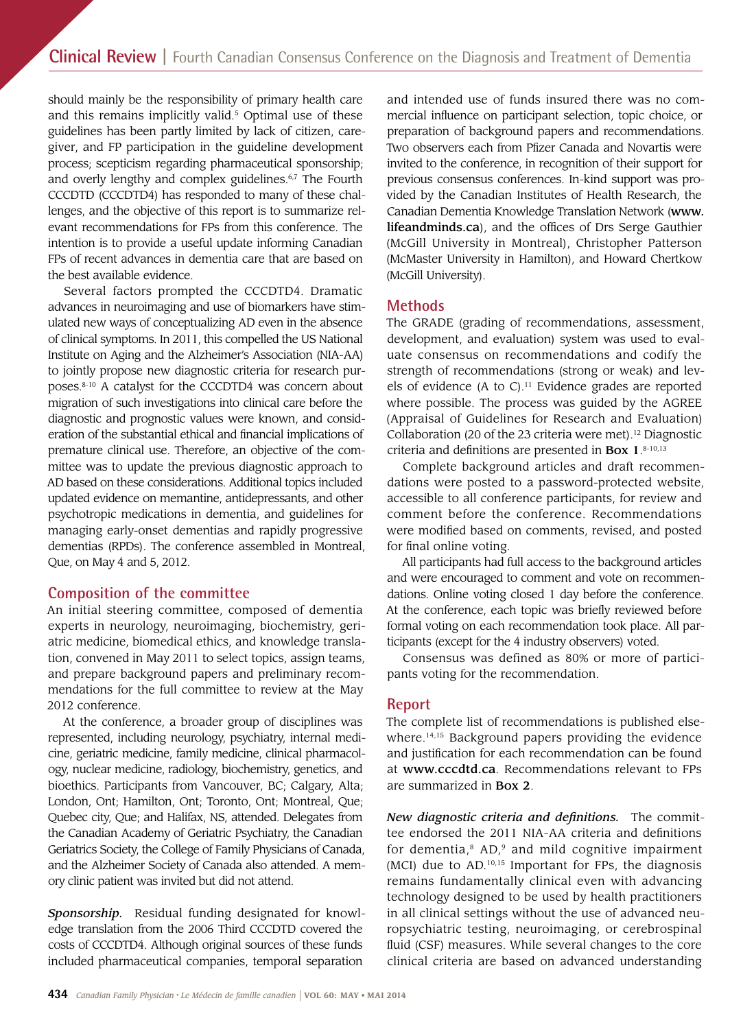should mainly be the responsibility of primary health care and this remains implicitly valid.[5] Optimal use of these guidelines has been partly limited by lack of citizen, caregiver, and FP participation in the guideline development process; scepticism regarding pharmaceutical sponsorship; and overly lengthy and complex guidelines.[6,7] The Fourth CCCDTD (CCCDTD4) has responded to many of these challenges, and the objective of this report is to summarize relevant recommendations for FPs from this conference. The intention is to provide a useful update informing Canadian FPs of recent advances in dementia care that are based on the best available evidence.

Several factors prompted the CCCDTD4. Dramatic advances in neuroimaging and use of biomarkers have stimulated new ways of conceptualizing AD even in the absence of clinical symptoms. In 2011, this compelled the US National Institute on Aging and the Alzheimer's Association (NIA-AA) to jointly propose new diagnostic criteria for research purposes.[8-10] A catalyst for the CCCDTD4 was concern about migration of such investigations into clinical care before the diagnostic and prognostic values were known, and consideration of the substantial ethical and financial implications of premature clinical use. Therefore, an objective of the committee was to update the previous diagnostic approach to AD based on these considerations. Additional topics included updated evidence on memantine, antidepressants, and other psychotropic medications in dementia, and guidelines for managing early-onset dementias and rapidly progressive dementias (RPDs). The conference assembled in Montreal, Que, on May 4 and 5, 2012.

## Composition of the committee

An initial steering committee, composed of dementia experts in neurology, neuroimaging, biochemistry, geriatric medicine, biomedical ethics, and knowledge translation, convened in May 2011 to select topics, assign teams, and prepare background papers and preliminary recommendations for the full committee to review at the May 2012 conference.

At the conference, a broader group of disciplines was represented, including neurology, psychiatry, internal medicine, geriatric medicine, family medicine, clinical pharmacology, nuclear medicine, radiology, biochemistry, genetics, and bioethics. Participants from Vancouver, BC; Calgary, Alta; London, Ont; Hamilton, Ont; Toronto, Ont; Montreal, Que; Quebec city, Que; and Halifax, NS, attended. Delegates from the Canadian Academy of Geriatric Psychiatry, the Canadian Geriatrics Society, the College of Family Physicians of Canada, and the Alzheimer Society of Canada also attended. A memory clinic patient was invited but did not attend.

***Sponsorship.*** Residual funding designated for knowledge translation from the 2006 Third CCCDTD covered the costs of CCCDTD4. Although original sources of these funds included pharmaceutical companies, temporal separation and intended use of funds insured there was no commercial influence on participant selection, topic choice, or preparation of background papers and recommendations. Two observers each from Pfizer Canada and Novartis were invited to the conference, in recognition of their support for previous consensus conferences. In-kind support was provided by the Canadian Institutes of Health Research, the Canadian Dementia Knowledge Translation Network (**www.lifeandminds.ca**), and the offices of Drs Serge Gauthier (McGill University in Montreal), Christopher Patterson (McMaster University in Hamilton), and Howard Chertkow (McGill University).

## Methods

The GRADE (grading of recommendations, assessment, development, and evaluation) system was used to evaluate consensus on recommendations and codify the strength of recommendations (strong or weak) and levels of evidence (A to C).[11] Evidence grades are reported where possible. The process was guided by the AGREE (Appraisal of Guidelines for Research and Evaluation) Collaboration (20 of the 23 criteria were met).[12] Diagnostic criteria and definitions are presented in **Box 1**.[8-10,13]

Complete background articles and draft recommendations were posted to a password-protected website, accessible to all conference participants, for review and comment before the conference. Recommendations were modified based on comments, revised, and posted for final online voting.

All participants had full access to the background articles and were encouraged to comment and vote on recommendations. Online voting closed 1 day before the conference. At the conference, each topic was briefly reviewed before formal voting on each recommendation took place. All participants (except for the 4 industry observers) voted.

Consensus was defined as 80% or more of participants voting for the recommendation.

## Report

The complete list of recommendations is published elsewhere.[14,15] Background papers providing the evidence and justification for each recommendation can be found at **www.cccdtd.ca**. Recommendations relevant to FPs are summarized in **Box 2**.

***New diagnostic criteria and definitions.*** The committee endorsed the 2011 NIA-AA criteria and definitions for dementia,[8] AD,[9] and mild cognitive impairment (MCI) due to AD.[10,15] Important for FPs, the diagnosis remains fundamentally clinical even with advancing technology designed to be used by health practitioners in all clinical settings without the use of advanced neuropsychiatric testing, neuroimaging, or cerebrospinal fluid (CSF) measures. While several changes to the core clinical criteria are based on advanced understanding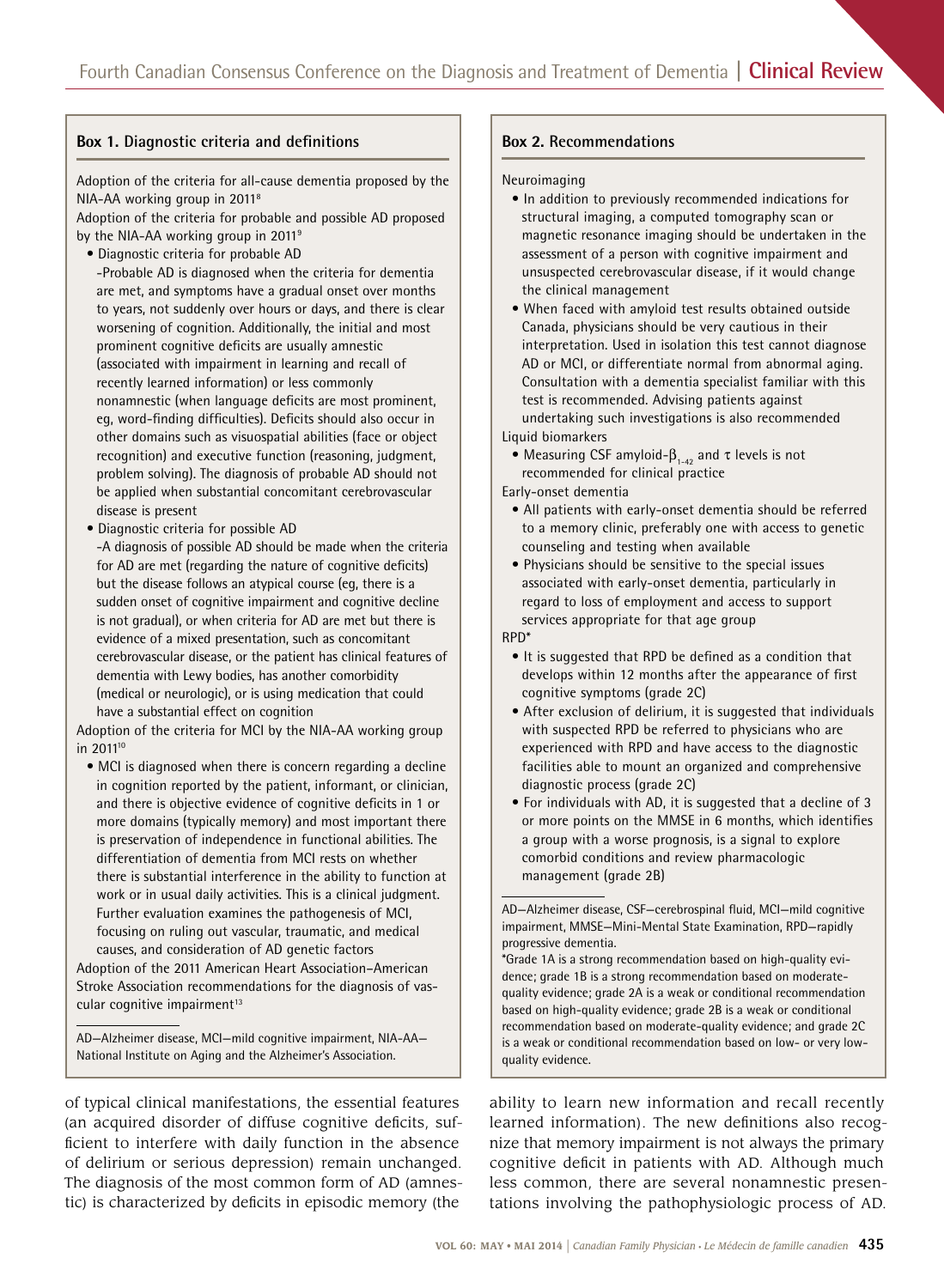### Box 1. Diagnostic criteria and definitions

Adoption of the criteria for all-cause dementia proposed by the NIA-AA working group in 2011[8]

Adoption of the criteria for probable and possible AD proposed by the NIA-AA working group in 2011[9]

- Diagnostic criteria for probable AD
  -Probable AD is diagnosed when the criteria for dementia are met, and symptoms have a gradual onset over months to years, not suddenly over hours or days, and there is clear worsening of cognition. Additionally, the initial and most prominent cognitive deficits are usually amnestic (associated with impairment in learning and recall of recently learned information) or less commonly nonamnestic (when language deficits are most prominent, eg, word-finding difficulties). Deficits should also occur in other domains such as visuospatial abilities (face or object recognition) and executive function (reasoning, judgment, problem solving). The diagnosis of probable AD should not be applied when substantial concomitant cerebrovascular disease is present
- Diagnostic criteria for possible AD
  -A diagnosis of possible AD should be made when the criteria for AD are met (regarding the nature of cognitive deficits) but the disease follows an atypical course (eg, there is a sudden onset of cognitive impairment and cognitive decline is not gradual), or when criteria for AD are met but there is evidence of a mixed presentation, such as concomitant cerebrovascular disease, or the patient has clinical features of dementia with Lewy bodies, has another comorbidity (medical or neurologic), or is using medication that could have a substantial effect on cognition

Adoption of the criteria for MCI by the NIA-AA working group in 2011[10]

- MCI is diagnosed when there is concern regarding a decline in cognition reported by the patient, informant, or clinician, and there is objective evidence of cognitive deficits in 1 or more domains (typically memory) and most important there is preservation of independence in functional abilities. The differentiation of dementia from MCI rests on whether there is substantial interference in the ability to function at work or in usual daily activities. This is a clinical judgment. Further evaluation examines the pathogenesis of MCI, focusing on ruling out vascular, traumatic, and medical causes, and consideration of AD genetic factors

Adoption of the 2011 American Heart Association–American Stroke Association recommendations for the diagnosis of vascular cognitive impairment[13]

AD—Alzheimer disease, MCI—mild cognitive impairment, NIA-AA—National Institute on Aging and the Alzheimer's Association.

### Box 2. Recommendations

Neuroimaging

- In addition to previously recommended indications for structural imaging, a computed tomography scan or magnetic resonance imaging should be undertaken in the assessment of a person with cognitive impairment and unsuspected cerebrovascular disease, if it would change the clinical management
- When faced with amyloid test results obtained outside Canada, physicians should be very cautious in their interpretation. Used in isolation this test cannot diagnose AD or MCI, or differentiate normal from abnormal aging. Consultation with a dementia specialist familiar with this test is recommended. Advising patients against undertaking such investigations is also recommended

Liquid biomarkers

- Measuring CSF amyloid-$\beta_{1-42}$ and $\tau$ levels is not recommended for clinical practice

Early-onset dementia

- All patients with early-onset dementia should be referred to a memory clinic, preferably one with access to genetic counseling and testing when available
- Physicians should be sensitive to the special issues associated with early-onset dementia, particularly in regard to loss of employment and access to support services appropriate for that age group

RPD*

- It is suggested that RPD be defined as a condition that develops within 12 months after the appearance of first cognitive symptoms (grade 2C)
- After exclusion of delirium, it is suggested that individuals with suspected RPD be referred to physicians who are experienced with RPD and have access to the diagnostic facilities able to mount an organized and comprehensive diagnostic process (grade 2C)
- For individuals with AD, it is suggested that a decline of 3 or more points on the MMSE in 6 months, which identifies a group with a worse prognosis, is a signal to explore comorbid conditions and review pharmacologic management (grade 2B)

AD—Alzheimer disease, CSF—cerebrospinal fluid, MCI—mild cognitive impairment, MMSE—Mini-Mental State Examination, RPD—rapidly progressive dementia.

*Grade 1A is a strong recommendation based on high-quality evidence; grade 1B is a strong recommendation based on moderate-quality evidence; grade 2A is a weak or conditional recommendation based on high-quality evidence; grade 2B is a weak or conditional recommendation based on moderate-quality evidence; and grade 2C is a weak or conditional recommendation based on low- or very low-quality evidence.

of typical clinical manifestations, the essential features (an acquired disorder of diffuse cognitive deficits, sufficient to interfere with daily function in the absence of delirium or serious depression) remain unchanged. The diagnosis of the most common form of AD (amnestic) is characterized by deficits in episodic memory (the ability to learn new information and recall recently learned information). The new definitions also recognize that memory impairment is not always the primary cognitive deficit in patients with AD. Although much less common, there are several nonamnestic presentations involving the pathophysiologic process of AD.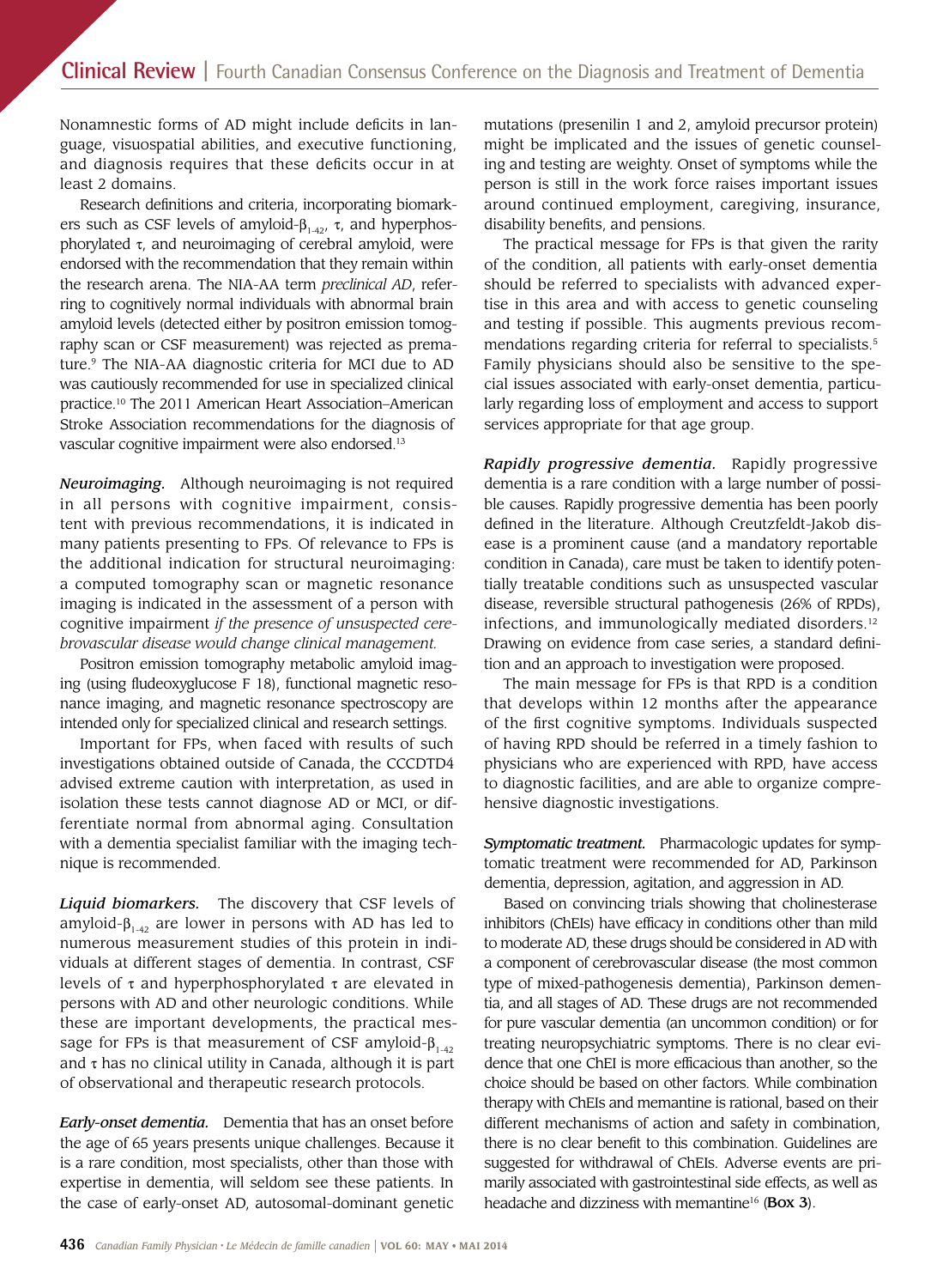Nonamnestic forms of AD might include deficits in language, visuospatial abilities, and executive functioning, and diagnosis requires that these deficits occur in at least 2 domains.

Research definitions and criteria, incorporating biomarkers such as CSF levels of amyloid-$\beta_{1-42}$, $\tau$, and hyperphosphorylated $\tau$, and neuroimaging of cerebral amyloid, were endorsed with the recommendation that they remain within the research arena. The NIA-AA term *preclinical AD*, referring to cognitively normal individuals with abnormal brain amyloid levels (detected either by positron emission tomography scan or CSF measurement) was rejected as premature.[9] The NIA-AA diagnostic criteria for MCI due to AD was cautiously recommended for use in specialized clinical practice.[10] The 2011 American Heart Association–American Stroke Association recommendations for the diagnosis of vascular cognitive impairment were also endorsed.[13]

***Neuroimaging.*** Although neuroimaging is not required in all persons with cognitive impairment, consistent with previous recommendations, it is indicated in many patients presenting to FPs. Of relevance to FPs is the additional indication for structural neuroimaging: a computed tomography scan or magnetic resonance imaging is indicated in the assessment of a person with cognitive impairment *if the presence of unsuspected cerebrovascular disease would change clinical management.*

Positron emission tomography metabolic amyloid imaging (using fludeoxyglucose F 18), functional magnetic resonance imaging, and magnetic resonance spectroscopy are intended only for specialized clinical and research settings.

Important for FPs, when faced with results of such investigations obtained outside of Canada, the CCCDTD4 advised extreme caution with interpretation, as used in isolation these tests cannot diagnose AD or MCI, or differentiate normal from abnormal aging. Consultation with a dementia specialist familiar with the imaging technique is recommended.

***Liquid biomarkers.*** The discovery that CSF levels of amyloid-$\beta_{1-42}$ are lower in persons with AD has led to numerous measurement studies of this protein in individuals at different stages of dementia. In contrast, CSF levels of $\tau$ and hyperphosphorylated $\tau$ are elevated in persons with AD and other neurologic conditions. While these are important developments, the practical message for FPs is that measurement of CSF amyloid-$\beta_{1-42}$ and $\tau$ has no clinical utility in Canada, although it is part of observational and therapeutic research protocols.

***Early-onset dementia.*** Dementia that has an onset before the age of 65 years presents unique challenges. Because it is a rare condition, most specialists, other than those with expertise in dementia, will seldom see these patients. In the case of early-onset AD, autosomal-dominant genetic mutations (presenilin 1 and 2, amyloid precursor protein) might be implicated and the issues of genetic counseling and testing are weighty. Onset of symptoms while the person is still in the work force raises important issues around continued employment, caregiving, insurance, disability benefits, and pensions.

The practical message for FPs is that given the rarity of the condition, all patients with early-onset dementia should be referred to specialists with advanced expertise in this area and with access to genetic counseling and testing if possible. This augments previous recommendations regarding criteria for referral to specialists.[5] Family physicians should also be sensitive to the special issues associated with early-onset dementia, particularly regarding loss of employment and access to support services appropriate for that age group.

***Rapidly progressive dementia.*** Rapidly progressive dementia is a rare condition with a large number of possible causes. Rapidly progressive dementia has been poorly defined in the literature. Although Creutzfeldt-Jakob disease is a prominent cause (and a mandatory reportable condition in Canada), care must be taken to identify potentially treatable conditions such as unsuspected vascular disease, reversible structural pathogenesis (26% of RPDs), infections, and immunologically mediated disorders.[12] Drawing on evidence from case series, a standard definition and an approach to investigation were proposed.

The main message for FPs is that RPD is a condition that develops within 12 months after the appearance of the first cognitive symptoms. Individuals suspected of having RPD should be referred in a timely fashion to physicians who are experienced with RPD, have access to diagnostic facilities, and are able to organize comprehensive diagnostic investigations.

***Symptomatic treatment.*** Pharmacologic updates for symptomatic treatment were recommended for AD, Parkinson dementia, depression, agitation, and aggression in AD.

Based on convincing trials showing that cholinesterase inhibitors (ChEIs) have efficacy in conditions other than mild to moderate AD, these drugs should be considered in AD with a component of cerebrovascular disease (the most common type of mixed-pathogenesis dementia), Parkinson dementia, and all stages of AD. These drugs are not recommended for pure vascular dementia (an uncommon condition) or for treating neuropsychiatric symptoms. There is no clear evidence that one ChEI is more efficacious than another, so the choice should be based on other factors. While combination therapy with ChEIs and memantine is rational, based on their different mechanisms of action and safety in combination, there is no clear benefit to this combination. Guidelines are suggested for withdrawal of ChEIs. Adverse events are primarily associated with gastrointestinal side effects, as well as headache and dizziness with memantine[16] (**Box 3**).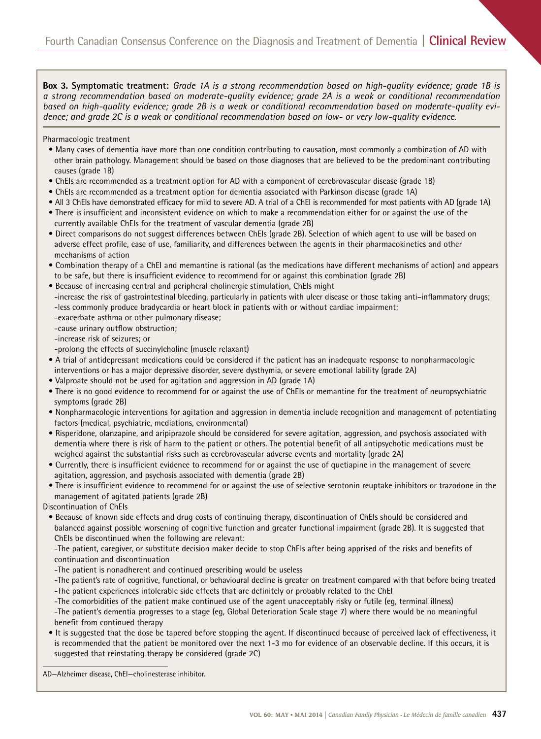**Box 3. Symptomatic treatment:** *Grade 1A is a strong recommendation based on high-quality evidence; grade 1B is a strong recommendation based on moderate-quality evidence; grade 2A is a weak or conditional recommendation based on high-quality evidence; grade 2B is a weak or conditional recommendation based on moderate-quality evidence; and grade 2C is a weak or conditional recommendation based on low- or very low-quality evidence.*

Pharmacologic treatment

- Many cases of dementia have more than one condition contributing to causation, most commonly a combination of AD with other brain pathology. Management should be based on those diagnoses that are believed to be the predominant contributing causes (grade 1B)
- ChEIs are recommended as a treatment option for AD with a component of cerebrovascular disease (grade 1B)
- ChEIs are recommended as a treatment option for dementia associated with Parkinson disease (grade 1A)
- All 3 ChEIs have demonstrated efficacy for mild to severe AD. A trial of a ChEI is recommended for most patients with AD (grade 1A)
- There is insufficient and inconsistent evidence on which to make a recommendation either for or against the use of the currently available ChEIs for the treatment of vascular dementia (grade 2B)
- Direct comparisons do not suggest differences between ChEIs (grade 2B). Selection of which agent to use will be based on adverse effect profile, ease of use, familiarity, and differences between the agents in their pharmacokinetics and other mechanisms of action
- Combination therapy of a ChEI and memantine is rational (as the medications have different mechanisms of action) and appears to be safe, but there is insufficient evidence to recommend for or against this combination (grade 2B)
- Because of increasing central and peripheral cholinergic stimulation, ChEIs might
  - -increase the risk of gastrointestinal bleeding, particularly in patients with ulcer disease or those taking anti-inflammatory drugs;
  - -less commonly produce bradycardia or heart block in patients with or without cardiac impairment;
  - -exacerbate asthma or other pulmonary disease;
  - -cause urinary outflow obstruction;
  - -increase risk of seizures; or
  - -prolong the effects of succinylcholine (muscle relaxant)
- A trial of antidepressant medications could be considered if the patient has an inadequate response to nonpharmacologic interventions or has a major depressive disorder, severe dysthymia, or severe emotional lability (grade 2A)
- Valproate should not be used for agitation and aggression in AD (grade 1A)
- There is no good evidence to recommend for or against the use of ChEIs or memantine for the treatment of neuropsychiatric symptoms (grade 2B)
- Nonpharmacologic interventions for agitation and aggression in dementia include recognition and management of potentiating factors (medical, psychiatric, mediations, environmental)
- Risperidone, olanzapine, and aripiprazole should be considered for severe agitation, aggression, and psychosis associated with dementia where there is risk of harm to the patient or others. The potential benefit of all antipsychotic medications must be weighed against the substantial risks such as cerebrovascular adverse events and mortality (grade 2A)
- Currently, there is insufficient evidence to recommend for or against the use of quetiapine in the management of severe agitation, aggression, and psychosis associated with dementia (grade 2B)
- There is insufficient evidence to recommend for or against the use of selective serotonin reuptake inhibitors or trazodone in the management of agitated patients (grade 2B)

Discontinuation of ChEIs

- Because of known side effects and drug costs of continuing therapy, discontinuation of ChEIs should be considered and balanced against possible worsening of cognitive function and greater functional impairment (grade 2B). It is suggested that ChEIs be discontinued when the following are relevant:
  - -The patient, caregiver, or substitute decision maker decide to stop ChEIs after being apprised of the risks and benefits of continuation and discontinuation
  - -The patient is nonadherent and continued prescribing would be useless
  - -The patient's rate of cognitive, functional, or behavioural decline is greater on treatment compared with that before being treated
  - -The patient experiences intolerable side effects that are definitely or probably related to the ChEI
  - -The comorbidities of the patient make continued use of the agent unacceptably risky or futile (eg, terminal illness)
  - -The patient's dementia progresses to a stage (eg, Global Deterioration Scale stage 7) where there would be no meaningful benefit from continued therapy
- It is suggested that the dose be tapered before stopping the agent. If discontinued because of perceived lack of effectiveness, it is recommended that the patient be monitored over the next 1-3 mo for evidence of an observable decline. If this occurs, it is suggested that reinstating therapy be considered (grade 2C)

AD—Alzheimer disease, ChEI—cholinesterase inhibitor.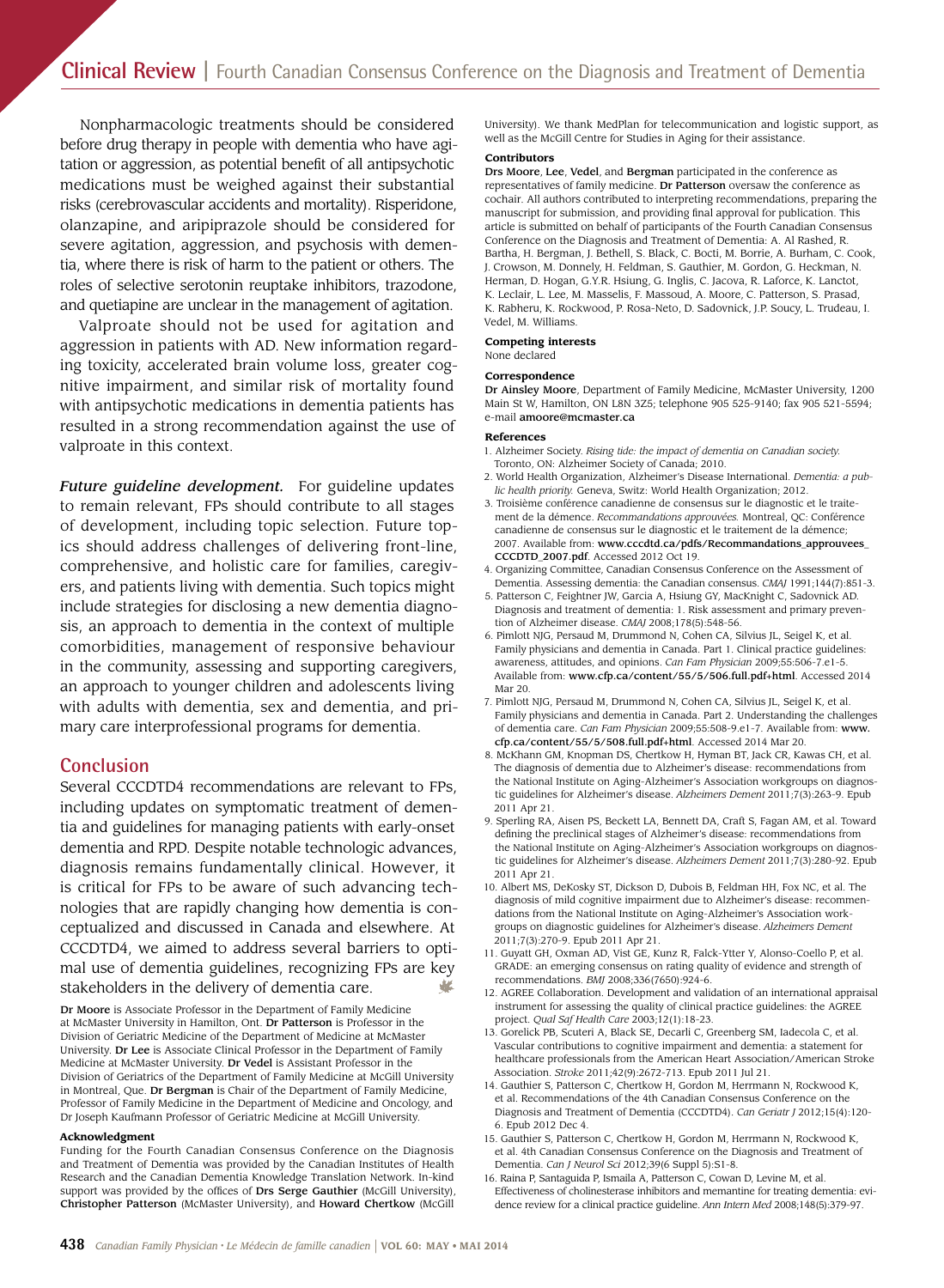Nonpharmacologic treatments should be considered before drug therapy in people with dementia who have agitation or aggression, as potential benefit of all antipsychotic medications must be weighed against their substantial risks (cerebrovascular accidents and mortality). Risperidone, olanzapine, and aripiprazole should be considered for severe agitation, aggression, and psychosis with dementia, where there is risk of harm to the patient or others. The roles of selective serotonin reuptake inhibitors, trazodone, and quetiapine are unclear in the management of agitation.

Valproate should not be used for agitation and aggression in patients with AD. New information regarding toxicity, accelerated brain volume loss, greater cognitive impairment, and similar risk of mortality found with antipsychotic medications in dementia patients has resulted in a strong recommendation against the use of valproate in this context.

***Future guideline development.*** For guideline updates to remain relevant, FPs should contribute to all stages of development, including topic selection. Future topics should address challenges of delivering front-line, comprehensive, and holistic care for families, caregivers, and patients living with dementia. Such topics might include strategies for disclosing a new dementia diagnosis, an approach to dementia in the context of multiple comorbidities, management of responsive behaviour in the community, assessing and supporting caregivers, an approach to younger children and adolescents living with adults with dementia, sex and dementia, and primary care interprofessional programs for dementia.

## Conclusion

Several CCCDTD4 recommendations are relevant to FPs, including updates on symptomatic treatment of dementia and guidelines for managing patients with early-onset dementia and RPD. Despite notable technologic advances, diagnosis remains fundamentally clinical. However, it is critical for FPs to be aware of such advancing technologies that are rapidly changing how dementia is conceptualized and discussed in Canada and elsewhere. At CCCDTD4, we aimed to address several barriers to optimal use of dementia guidelines, recognizing FPs are key stakeholders in the delivery of dementia care.

**Dr Moore** is Associate Professor in the Department of Family Medicine at McMaster University in Hamilton, Ont. **Dr Patterson** is Professor in the Division of Geriatric Medicine of the Department of Medicine at McMaster University. **Dr Lee** is Associate Clinical Professor in the Department of Family Medicine at McMaster University. **Dr Vedel** is Assistant Professor in the Division of Geriatrics of the Department of Family Medicine at McGill University in Montreal, Que. **Dr Bergman** is Chair of the Department of Family Medicine, Professor of Family Medicine in the Department of Medicine and Oncology, and Dr Joseph Kaufmann Professor of Geriatric Medicine at McGill University.

#### Acknowledgment

Funding for the Fourth Canadian Consensus Conference on the Diagnosis and Treatment of Dementia was provided by the Canadian Institutes of Health Research and the Canadian Dementia Knowledge Translation Network. In-kind support was provided by the offices of **Drs Serge Gauthier** (McGill University), **Christopher Patterson** (McMaster University), and **Howard Chertkow** (McGill University). We thank MedPlan for telecommunication and logistic support, as well as the McGill Centre for Studies in Aging for their assistance.

#### Contributors

**Drs Moore**, **Lee**, **Vedel**, and **Bergman** participated in the conference as representatives of family medicine. **Dr Patterson** oversaw the conference as cochair. All authors contributed to interpreting recommendations, preparing the manuscript for submission, and providing final approval for publication. This article is submitted on behalf of participants of the Fourth Canadian Consensus Conference on the Diagnosis and Treatment of Dementia: A. Al Rashed, R. Bartha, H. Bergman, J. Bethell, S. Black, C. Bocti, M. Borrie, A. Burham, C. Cook, J. Crowson, M. Donnely, H. Feldman, S. Gauthier, M. Gordon, G. Heckman, N. Herman, D. Hogan, G.Y.R. Hsiung, G. Inglis, C. Jacova, R. Laforce, K. Lanctot, K. Leclair, L. Lee, M. Masselis, F. Massoud, A. Moore, C. Patterson, S. Prasad, K. Rabheru, K. Rockwood, P. Rosa-Neto, D. Sadovnick, J.P. Soucy, L. Trudeau, I. Vedel, M. Williams.

#### Competing interests

None declared

#### Correspondence

**Dr Ainsley Moore**, Department of Family Medicine, McMaster University, 1200 Main St W, Hamilton, ON L8N 3Z5; telephone 905 525-9140; fax 905 521-5594; e-mail **amoore@mcmaster.ca**

#### References

1. Alzheimer Society. *Rising tide: the impact of dementia on Canadian society.* Toronto, ON: Alzheimer Society of Canada; 2010.
2. World Health Organization, Alzheimer's Disease International. *Dementia: a public health priority.* Geneva, Switz: World Health Organization; 2012.
3. Troisième conférence canadienne de consensus sur le diagnostic et le traitement de la démence. *Recommandations approuvées.* Montreal, QC: Conférence canadienne de consensus sur le diagnostic et le traitement de la démence; 2007. Available from: **www.cccdtd.ca/pdfs/Recommandations_approuvees_CCCDTD_2007.pdf**. Accessed 2012 Oct 19.
4. Organizing Committee, Canadian Consensus Conference on the Assessment of Dementia. Assessing dementia: the Canadian consensus. *CMAJ* 1991;144(7):851-3.
5. Patterson C, Feightner JW, Garcia A, Hsiung GY, MacKnight C, Sadovnick AD. Diagnosis and treatment of dementia: 1. Risk assessment and primary prevention of Alzheimer disease. *CMAJ* 2008;178(5):548-56.
6. Pimlott NJG, Persaud M, Drummond N, Cohen CA, Silvius JL, Seigel K, et al. Family physicians and dementia in Canada. Part 1. Clinical practice guidelines: awareness, attitudes, and opinions. *Can Fam Physician* 2009;55:506-7.e1-5. Available from: **www.cfp.ca/content/55/5/506.full.pdf+html**. Accessed 2014 Mar 20.
7. Pimlott NJG, Persaud M, Drummond N, Cohen CA, Silvius JL, Seigel K, et al. Family physicians and dementia in Canada. Part 2. Understanding the challenges of dementia care. *Can Fam Physician* 2009;55:508-9.e1-7. Available from: **www.cfp.ca/content/55/5/508.full.pdf+html**. Accessed 2014 Mar 20.
8. McKhann GM, Knopman DS, Chertkow H, Hyman BT, Jack CR, Kawas CH, et al. The diagnosis of dementia due to Alzheimer's disease: recommendations from the National Institute on Aging-Alzheimer's Association workgroups on diagnostic guidelines for Alzheimer's disease. *Alzheimers Dement* 2011;7(3):263-9. Epub 2011 Apr 21.
9. Sperling RA, Aisen PS, Beckett LA, Bennett DA, Craft S, Fagan AM, et al. Toward defining the preclinical stages of Alzheimer's disease: recommendations from the National Institute on Aging-Alzheimer's Association workgroups on diagnostic guidelines for Alzheimer's disease. *Alzheimers Dement* 2011;7(3):280-92. Epub 2011 Apr 21.
10. Albert MS, DeKosky ST, Dickson D, Dubois B, Feldman HH, Fox NC, et al. The diagnosis of mild cognitive impairment due to Alzheimer's disease: recommendations from the National Institute on Aging-Alzheimer's Association workgroups on diagnostic guidelines for Alzheimer's disease. *Alzheimers Dement* 2011;7(3):270-9. Epub 2011 Apr 21.
11. Guyatt GH, Oxman AD, Vist GE, Kunz R, Falck-Ytter Y, Alonso-Coello P, et al. GRADE: an emerging consensus on rating quality of evidence and strength of recommendations. *BMJ* 2008;336(7650):924-6.
12. AGREE Collaboration. Development and validation of an international appraisal instrument for assessing the quality of clinical practice guidelines: the AGREE project. *Qual Saf Health Care* 2003;12(1):18-23.
13. Gorelick PB, Scuteri A, Black SE, Decarli C, Greenberg SM, Iadecola C, et al. Vascular contributions to cognitive impairment and dementia: a statement for healthcare professionals from the American Heart Association/American Stroke Association. *Stroke* 2011;42(9):2672-713. Epub 2011 Jul 21.
14. Gauthier S, Patterson C, Chertkow H, Gordon M, Herrmann N, Rockwood K, et al. Recommendations of the 4th Canadian Consensus Conference on the Diagnosis and Treatment of Dementia (CCCDTD4). *Can Geriatr J* 2012;15(4):120-6. Epub 2012 Dec 4.
15. Gauthier S, Patterson C, Chertkow H, Gordon M, Herrmann N, Rockwood K, et al. 4th Canadian Consensus Conference on the Diagnosis and Treatment of Dementia. *Can J Neurol Sci* 2012;39(6 Suppl 5):S1-8.
16. Raina P, Santaguida P, Ismaila A, Patterson C, Cowan D, Levine M, et al. Effectiveness of cholinesterase inhibitors and memantine for treating dementia: evidence review for a clinical practice guideline. *Ann Intern Med* 2008;148(5):379-97.